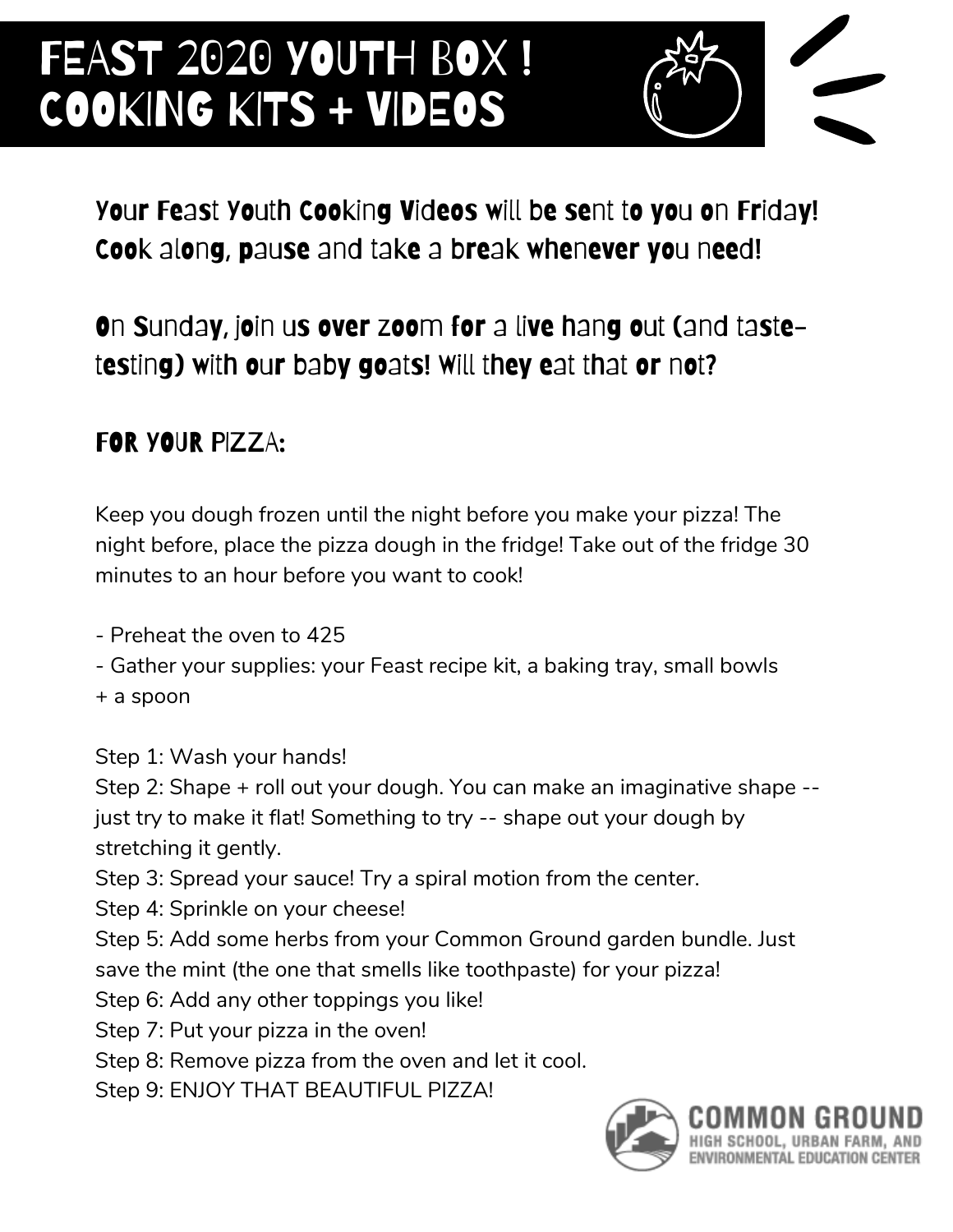# FEAST 2020 YOUTH BOX ! COOKING KITS + VIDEOS

**Your Feast Youth Cooking Videos will be sent to you on Friday! Cook along, pause and take a break whenever you need!**

**On Sunday, join us over zoom for a live hang out (and taste-testing) with our baby goats! Will they eat that or not?**

## FOR YOUR PIZZA:

Keep you dough frozen until the night before you make your pizza! The night before, place the pizza dough in the fridge! Take out of the fridge 30 minutes to an hour before you want to cook!

- Preheat the oven to 425
- Gather your supplies: your Feast recipe kit, a baking tray, small bowls + a spoon

Step 1: Wash your hands!
Step 2: Shape + roll out your dough. You can make an imaginative shape -- just try to make it flat! Something to try -- shape out your dough by stretching it gently.
Step 3: Spread your sauce! Try a spiral motion from the center.
Step 4: Sprinkle on your cheese!
Step 5: Add some herbs from your Common Ground garden bundle. Just save the mint (the one that smells like toothpaste) for your pizza!
Step 6: Add any other toppings you like!
Step 7: Put your pizza in the oven!
Step 8: Remove pizza from the oven and let it cool.
Step 9: ENJOY THAT BEAUTIFUL PIZZA!

COMMON GROUND
HIGH SCHOOL, URBAN FARM, AND ENVIRONMENTAL EDUCATION CENTER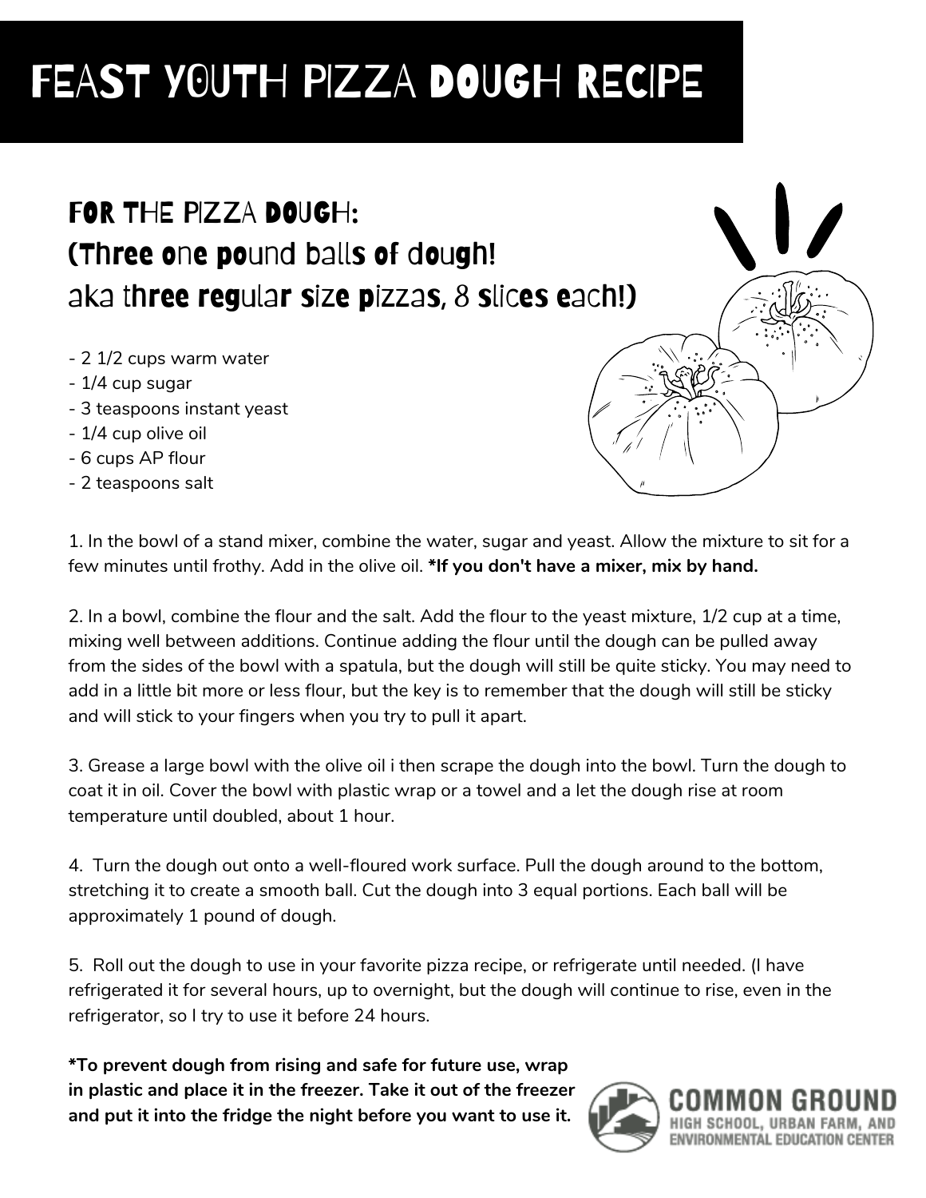# FEAST YOUTH PIZZA DOUGH RECIPE

## FOR THE PIZZA DOUGH:
## (Three one pound balls of dough! aka three regular size pizzas, 8 slices each!)

- 2 1/2 cups warm water
- 1/4 cup sugar
- 3 teaspoons instant yeast
- 1/4 cup olive oil
- 6 cups AP flour
- 2 teaspoons salt

1. In the bowl of a stand mixer, combine the water, sugar and yeast. Allow the mixture to sit for a few minutes until frothy. Add in the olive oil. **\*If you don't have a mixer, mix by hand.**

2. In a bowl, combine the flour and the salt. Add the flour to the yeast mixture, 1/2 cup at a time, mixing well between additions. Continue adding the flour until the dough can be pulled away from the sides of the bowl with a spatula, but the dough will still be quite sticky. You may need to add in a little bit more or less flour, but the key is to remember that the dough will still be sticky and will stick to your fingers when you try to pull it apart.

3. Grease a large bowl with the olive oil i then scrape the dough into the bowl. Turn the dough to coat it in oil. Cover the bowl with plastic wrap or a towel and a let the dough rise at room temperature until doubled, about 1 hour.

4. Turn the dough out onto a well-floured work surface. Pull the dough around to the bottom, stretching it to create a smooth ball. Cut the dough into 3 equal portions. Each ball will be approximately 1 pound of dough.

5. Roll out the dough to use in your favorite pizza recipe, or refrigerate until needed. (I have refrigerated it for several hours, up to overnight, but the dough will continue to rise, even in the refrigerator, so I try to use it before 24 hours.

**\*To prevent dough from rising and safe for future use, wrap in plastic and place it in the freezer. Take it out of the freezer and put it into the fridge the night before you want to use it.**

COMMON GROUND
HIGH SCHOOL, URBAN FARM, AND ENVIRONMENTAL EDUCATION CENTER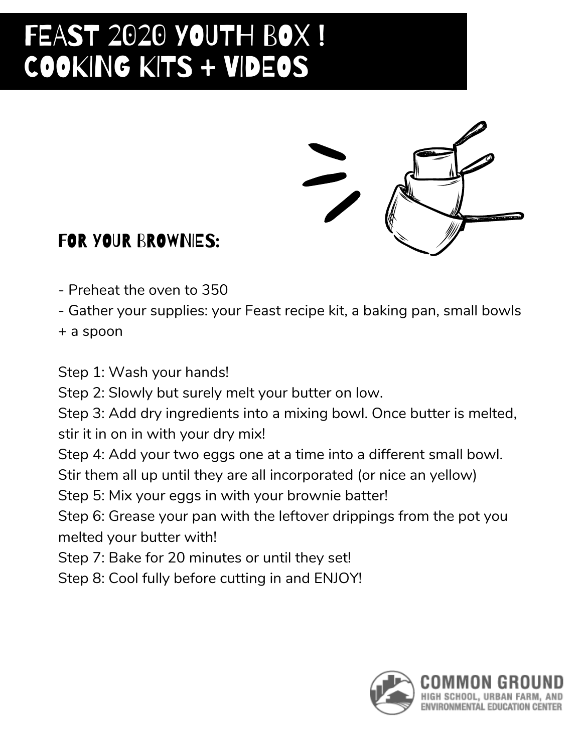# FEAST 2020 YOUTH BOX ! COOKING KITS + VIDEOS

## FOR YOUR BROWNIES:

- Preheat the oven to 350
- Gather your supplies: your Feast recipe kit, a baking pan, small bowls + a spoon

Step 1: Wash your hands!
Step 2: Slowly but surely melt your butter on low.
Step 3: Add dry ingredients into a mixing bowl. Once butter is melted, stir it in on in with your dry mix!
Step 4: Add your two eggs one at a time into a different small bowl. Stir them all up until they are all incorporated (or nice an yellow)
Step 5: Mix your eggs in with your brownie batter!
Step 6: Grease your pan with the leftover drippings from the pot you melted your butter with!
Step 7: Bake for 20 minutes or until they set!
Step 8: Cool fully before cutting in and ENJOY!

COMMON GROUND
HIGH SCHOOL, URBAN FARM, AND ENVIRONMENTAL EDUCATION CENTER